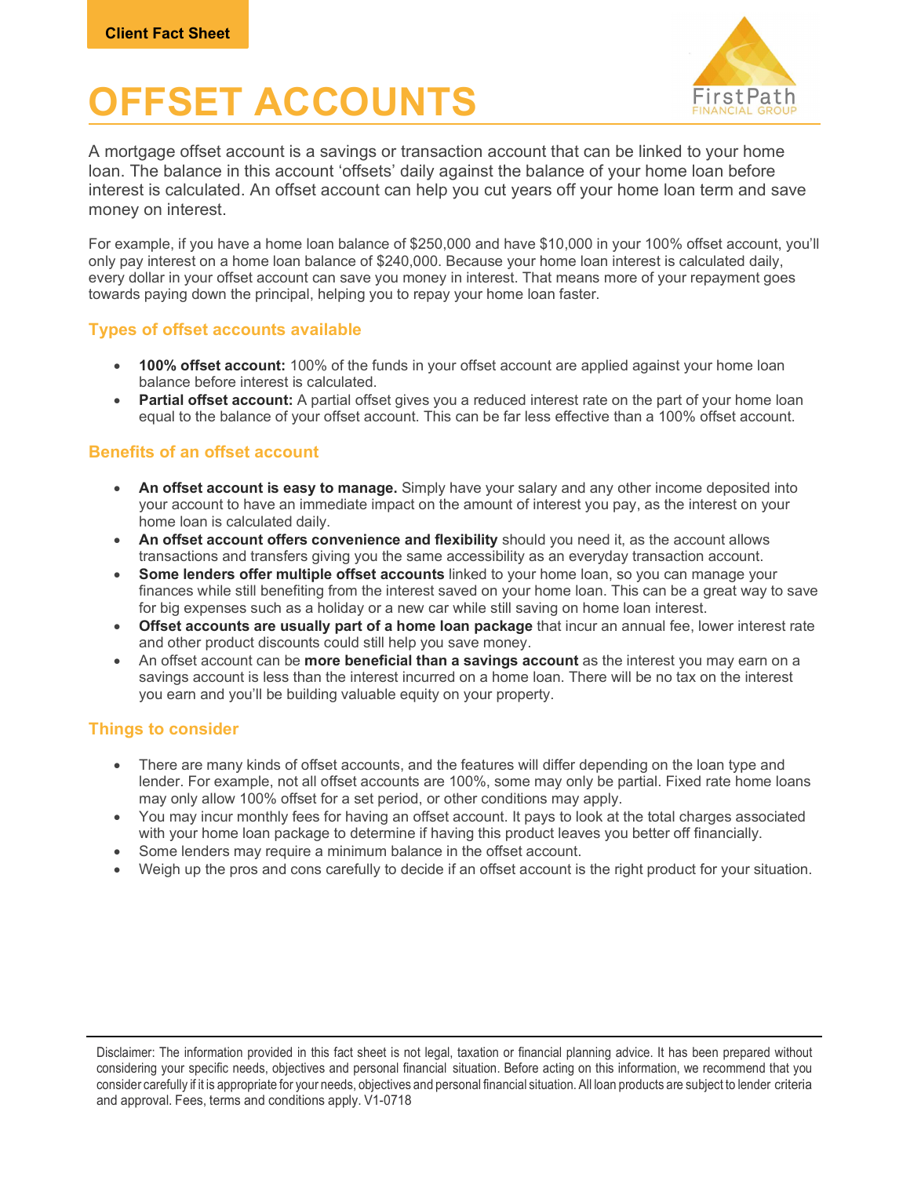Client Fact Sheet

# OFFSET ACCOUNTS

A mortgage offset account is a savings or transaction account that can be linked to your home loan. The balance in this account 'offsets' daily against the balance of your home loan before interest is calculated. An offset account can help you cut years off your home loan term and save money on interest.

For example, if you have a home loan balance of $250,000 and have $10,000 in your 100% offset account, you'll only pay interest on a home loan balance of $240,000. Because your home loan interest is calculated daily, every dollar in your offset account can save you money in interest. That means more of your repayment goes towards paying down the principal, helping you to repay your home loan faster.

## Types of offset accounts available

- **100% offset account:** 100% of the funds in your offset account are applied against your home loan balance before interest is calculated.
- **Partial offset account:** A partial offset gives you a reduced interest rate on the part of your home loan equal to the balance of your offset account. This can be far less effective than a 100% offset account.

## Benefits of an offset account

- **An offset account is easy to manage.** Simply have your salary and any other income deposited into your account to have an immediate impact on the amount of interest you pay, as the interest on your home loan is calculated daily.
- **An offset account offers convenience and flexibility** should you need it, as the account allows transactions and transfers giving you the same accessibility as an everyday transaction account.
- **Some lenders offer multiple offset accounts** linked to your home loan, so you can manage your finances while still benefiting from the interest saved on your home loan. This can be a great way to save for big expenses such as a holiday or a new car while still saving on home loan interest.
- **Offset accounts are usually part of a home loan package** that incur an annual fee, lower interest rate and other product discounts could still help you save money.
- An offset account can be **more beneficial than a savings account** as the interest you may earn on a savings account is less than the interest incurred on a home loan. There will be no tax on the interest you earn and you'll be building valuable equity on your property.

## Things to consider

- There are many kinds of offset accounts, and the features will differ depending on the loan type and lender. For example, not all offset accounts are 100%, some may only be partial. Fixed rate home loans may only allow 100% offset for a set period, or other conditions may apply.
- You may incur monthly fees for having an offset account. It pays to look at the total charges associated with your home loan package to determine if having this product leaves you better off financially.
- Some lenders may require a minimum balance in the offset account.
- Weigh up the pros and cons carefully to decide if an offset account is the right product for your situation.

Disclaimer: The information provided in this fact sheet is not legal, taxation or financial planning advice. It has been prepared without considering your specific needs, objectives and personal financial situation. Before acting on this information, we recommend that you consider carefully if it is appropriate for your needs, objectives and personal financial situation. All loan products are subject to lender criteria and approval. Fees, terms and conditions apply. V1-0718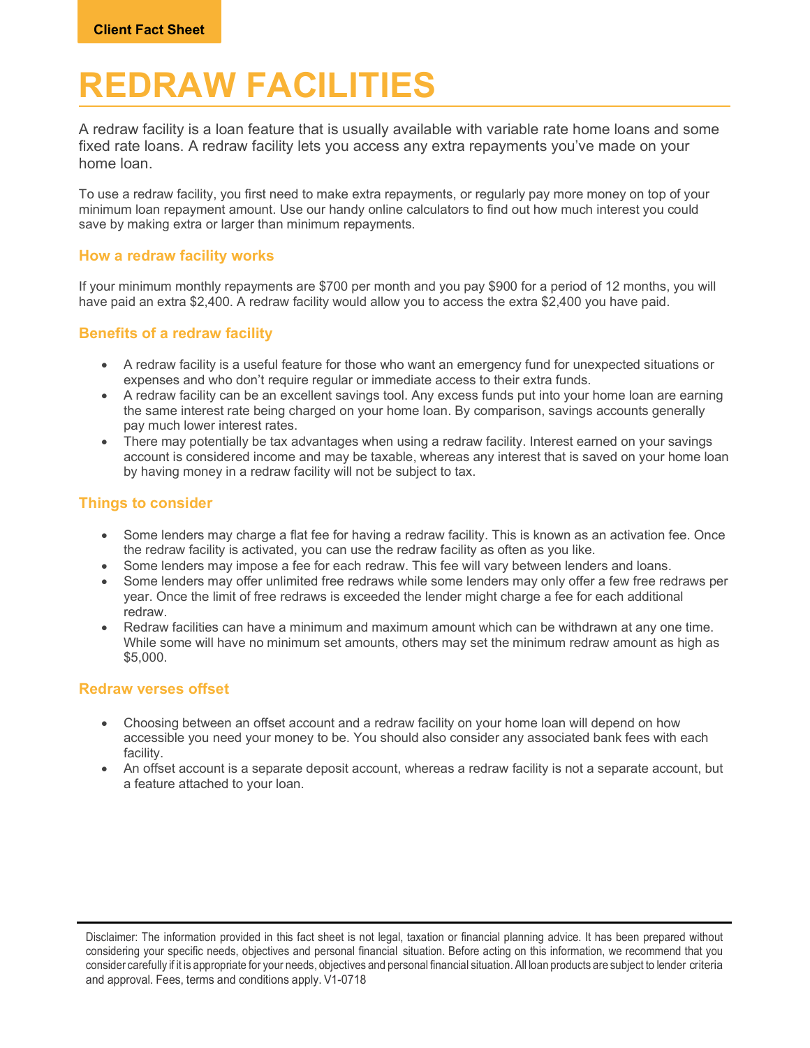Client Fact Sheet

# REDRAW FACILITIES

A redraw facility is a loan feature that is usually available with variable rate home loans and some fixed rate loans. A redraw facility lets you access any extra repayments you've made on your home loan.

To use a redraw facility, you first need to make extra repayments, or regularly pay more money on top of your minimum loan repayment amount. Use our handy online calculators to find out how much interest you could save by making extra or larger than minimum repayments.

### How a redraw facility works

If your minimum monthly repayments are $700 per month and you pay $900 for a period of 12 months, you will have paid an extra $2,400. A redraw facility would allow you to access the extra $2,400 you have paid.

### Benefits of a redraw facility

- A redraw facility is a useful feature for those who want an emergency fund for unexpected situations or expenses and who don't require regular or immediate access to their extra funds.
- A redraw facility can be an excellent savings tool. Any excess funds put into your home loan are earning the same interest rate being charged on your home loan. By comparison, savings accounts generally pay much lower interest rates.
- There may potentially be tax advantages when using a redraw facility. Interest earned on your savings account is considered income and may be taxable, whereas any interest that is saved on your home loan by having money in a redraw facility will not be subject to tax.

### Things to consider

- Some lenders may charge a flat fee for having a redraw facility. This is known as an activation fee. Once the redraw facility is activated, you can use the redraw facility as often as you like.
- Some lenders may impose a fee for each redraw. This fee will vary between lenders and loans.
- Some lenders may offer unlimited free redraws while some lenders may only offer a few free redraws per year. Once the limit of free redraws is exceeded the lender might charge a fee for each additional redraw.
- Redraw facilities can have a minimum and maximum amount which can be withdrawn at any one time. While some will have no minimum set amounts, others may set the minimum redraw amount as high as $5,000.

### Redraw verses offset

- Choosing between an offset account and a redraw facility on your home loan will depend on how accessible you need your money to be. You should also consider any associated bank fees with each facility.
- An offset account is a separate deposit account, whereas a redraw facility is not a separate account, but a feature attached to your loan.

---

Disclaimer: The information provided in this fact sheet is not legal, taxation or financial planning advice. It has been prepared without considering your specific needs, objectives and personal financial situation. Before acting on this information, we recommend that you consider carefully if it is appropriate for your needs, objectives and personal financial situation. All loan products are subject to lender criteria and approval. Fees, terms and conditions apply. V1-0718